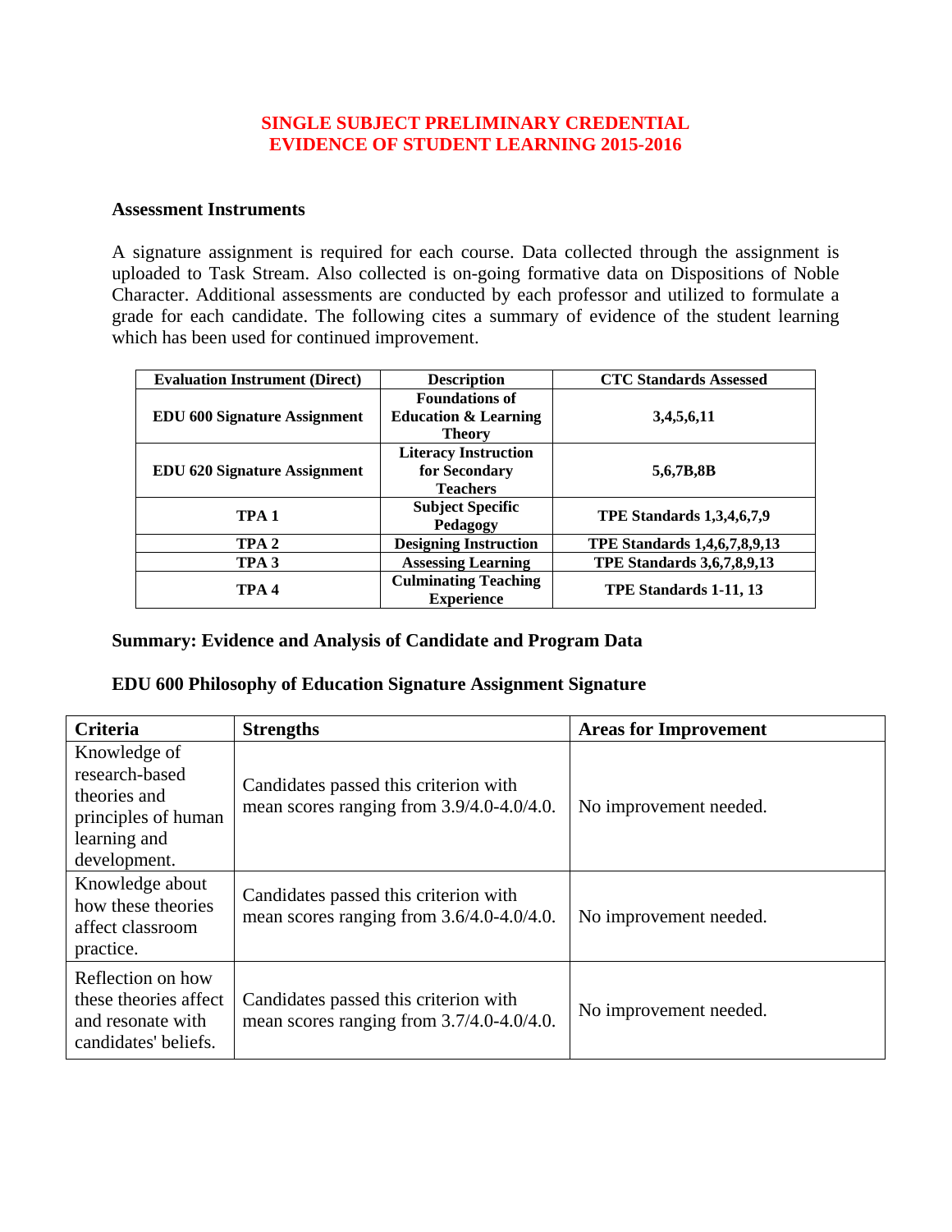# SINGLE SUBJECT PRELIMINARY CREDENTIAL
# EVIDENCE OF STUDENT LEARNING 2015-2016

### Assessment Instruments

A signature assignment is required for each course. Data collected through the assignment is uploaded to Task Stream. Also collected is on-going formative data on Dispositions of Noble Character. Additional assessments are conducted by each professor and utilized to formulate a grade for each candidate. The following cites a summary of evidence of the student learning which has been used for continued improvement.

| Evaluation Instrument (Direct) | Description | CTC Standards Assessed |
|---|---|---|
| EDU 600 Signature Assignment | Foundations of Education & Learning Theory | 3,4,5,6,11 |
| EDU 620 Signature Assignment | Literacy Instruction for Secondary Teachers | 5,6,7B,8B |
| TPA 1 | Subject Specific Pedagogy | TPE Standards 1,3,4,6,7,9 |
| TPA 2 | Designing Instruction | TPE Standards 1,4,6,7,8,9,13 |
| TPA 3 | Assessing Learning | TPE Standards 3,6,7,8,9,13 |
| TPA 4 | Culminating Teaching Experience | TPE Standards 1-11, 13 |

### Summary: Evidence and Analysis of Candidate and Program Data

### EDU 600 Philosophy of Education Signature Assignment Signature

| Criteria | Strengths | Areas for Improvement |
|---|---|---|
| Knowledge of research-based theories and principles of human learning and development. | Candidates passed this criterion with mean scores ranging from 3.9/4.0-4.0/4.0. | No improvement needed. |
| Knowledge about how these theories affect classroom practice. | Candidates passed this criterion with mean scores ranging from 3.6/4.0-4.0/4.0. | No improvement needed. |
| Reflection on how these theories affect and resonate with candidates' beliefs. | Candidates passed this criterion with mean scores ranging from 3.7/4.0-4.0/4.0. | No improvement needed. |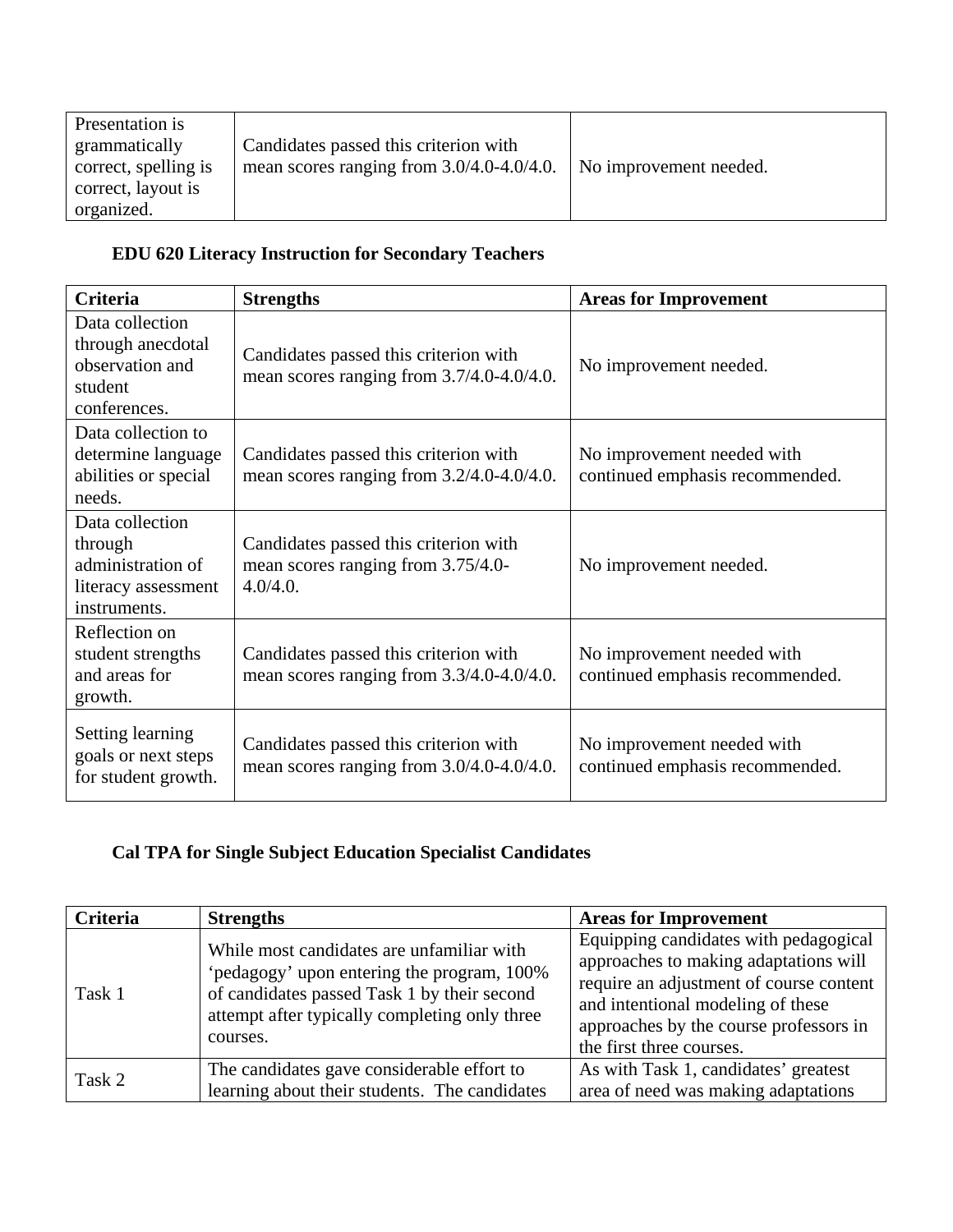| Presentation is grammatically correct, spelling is correct, layout is organized. | Candidates passed this criterion with mean scores ranging from 3.0/4.0-4.0/4.0. | No improvement needed. |
|---|---|---|

**EDU 620 Literacy Instruction for Secondary Teachers**

| Criteria | Strengths | Areas for Improvement |
|---|---|---|
| Data collection through anecdotal observation and student conferences. | Candidates passed this criterion with mean scores ranging from 3.7/4.0-4.0/4.0. | No improvement needed. |
| Data collection to determine language abilities or special needs. | Candidates passed this criterion with mean scores ranging from 3.2/4.0-4.0/4.0. | No improvement needed with continued emphasis recommended. |
| Data collection through administration of literacy assessment instruments. | Candidates passed this criterion with mean scores ranging from 3.75/4.0-4.0/4.0. | No improvement needed. |
| Reflection on student strengths and areas for growth. | Candidates passed this criterion with mean scores ranging from 3.3/4.0-4.0/4.0. | No improvement needed with continued emphasis recommended. |
| Setting learning goals or next steps for student growth. | Candidates passed this criterion with mean scores ranging from 3.0/4.0-4.0/4.0. | No improvement needed with continued emphasis recommended. |

**Cal TPA for Single Subject Education Specialist Candidates**

| Criteria | Strengths | Areas for Improvement |
|---|---|---|
| Task 1 | While most candidates are unfamiliar with 'pedagogy' upon entering the program, 100% of candidates passed Task 1 by their second attempt after typically completing only three courses. | Equipping candidates with pedagogical approaches to making adaptations will require an adjustment of course content and intentional modeling of these approaches by the course professors in the first three courses. |
| Task 2 | The candidates gave considerable effort to learning about their students. The candidates | As with Task 1, candidates' greatest area of need was making adaptations |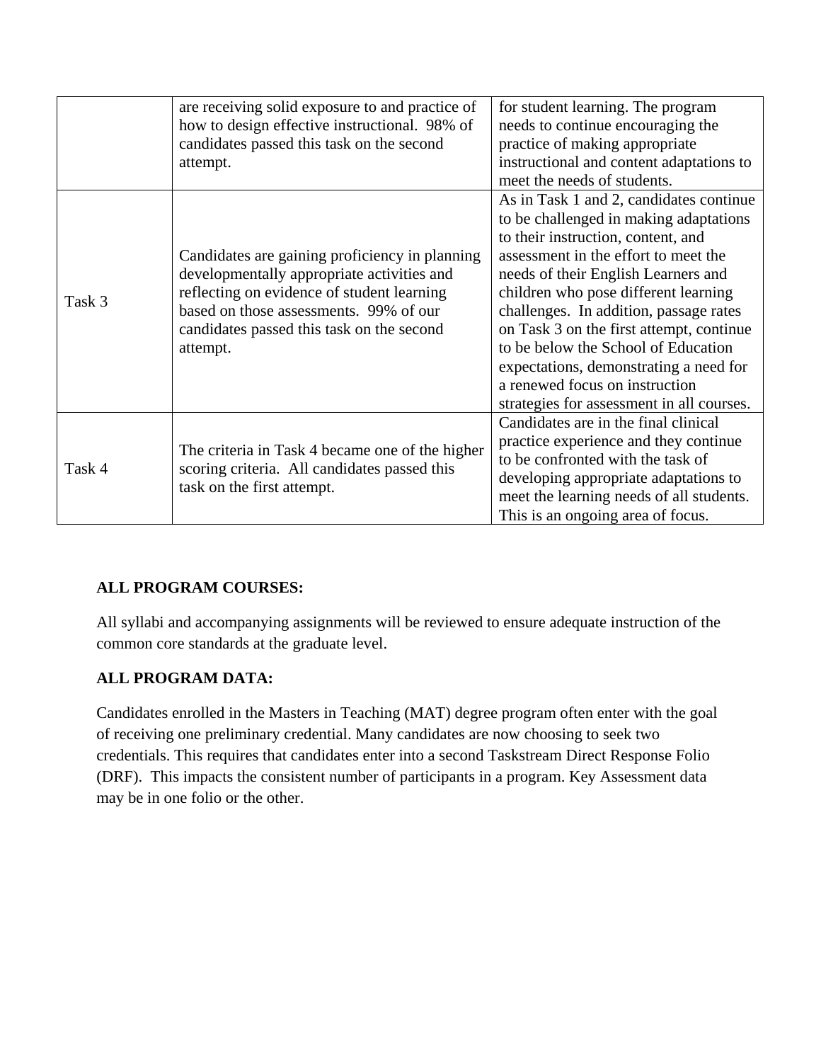| | | |
|---|---|---|
| | are receiving solid exposure to and practice of how to design effective instructional. 98% of candidates passed this task on the second attempt. | for student learning. The program needs to continue encouraging the practice of making appropriate instructional and content adaptations to meet the needs of students. |
| Task 3 | Candidates are gaining proficiency in planning developmentally appropriate activities and reflecting on evidence of student learning based on those assessments. 99% of our candidates passed this task on the second attempt. | As in Task 1 and 2, candidates continue to be challenged in making adaptations to their instruction, content, and assessment in the effort to meet the needs of their English Learners and children who pose different learning challenges. In addition, passage rates on Task 3 on the first attempt, continue to be below the School of Education expectations, demonstrating a need for a renewed focus on instruction strategies for assessment in all courses. |
| Task 4 | The criteria in Task 4 became one of the higher scoring criteria. All candidates passed this task on the first attempt. | Candidates are in the final clinical practice experience and they continue to be confronted with the task of developing appropriate adaptations to meet the learning needs of all students. This is an ongoing area of focus. |

**ALL PROGRAM COURSES:**

All syllabi and accompanying assignments will be reviewed to ensure adequate instruction of the common core standards at the graduate level.

**ALL PROGRAM DATA:**

Candidates enrolled in the Masters in Teaching (MAT) degree program often enter with the goal of receiving one preliminary credential. Many candidates are now choosing to seek two credentials. This requires that candidates enter into a second Taskstream Direct Response Folio (DRF). This impacts the consistent number of participants in a program. Key Assessment data may be in one folio or the other.